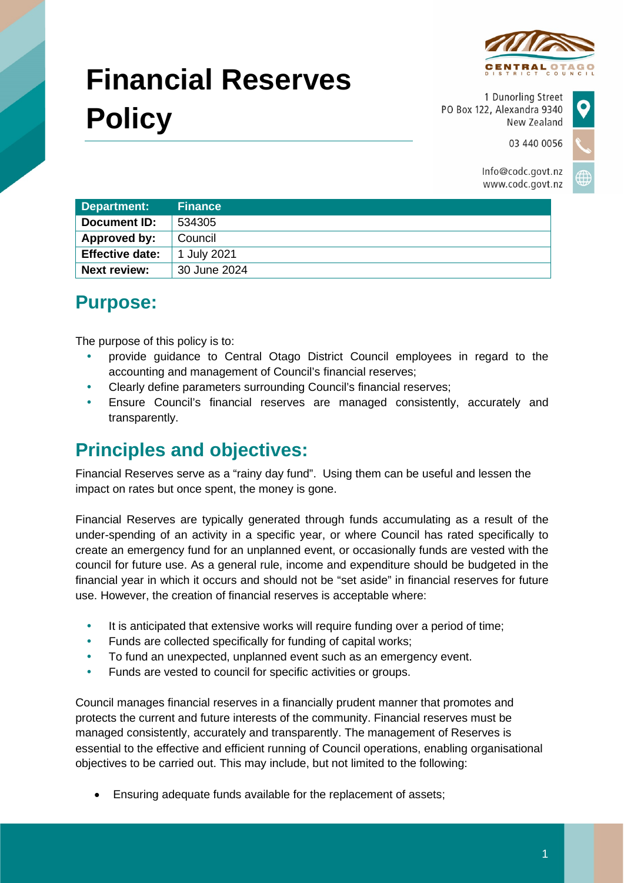# Financial Reserves Policy

1 Dunorling Street
PO Box 122, Alexandra 9340
New Zealand

03 440 0056

Info@codc.govt.nz
www.codc.govt.nz

| Department: | Finance |
|---|---|
| Document ID: | 534305 |
| Approved by: | Council |
| Effective date: | 1 July 2021 |
| Next review: | 30 June 2024 |

## Purpose:

The purpose of this policy is to:

- provide guidance to Central Otago District Council employees in regard to the accounting and management of Council's financial reserves;
- Clearly define parameters surrounding Council's financial reserves;
- Ensure Council's financial reserves are managed consistently, accurately and transparently.

## Principles and objectives:

Financial Reserves serve as a "rainy day fund". Using them can be useful and lessen the impact on rates but once spent, the money is gone.

Financial Reserves are typically generated through funds accumulating as a result of the under-spending of an activity in a specific year, or where Council has rated specifically to create an emergency fund for an unplanned event, or occasionally funds are vested with the council for future use. As a general rule, income and expenditure should be budgeted in the financial year in which it occurs and should not be "set aside" in financial reserves for future use. However, the creation of financial reserves is acceptable where:

- It is anticipated that extensive works will require funding over a period of time;
- Funds are collected specifically for funding of capital works;
- To fund an unexpected, unplanned event such as an emergency event.
- Funds are vested to council for specific activities or groups.

Council manages financial reserves in a financially prudent manner that promotes and protects the current and future interests of the community. Financial reserves must be managed consistently, accurately and transparently. The management of Reserves is essential to the effective and efficient running of Council operations, enabling organisational objectives to be carried out. This may include, but not limited to the following:

- Ensuring adequate funds available for the replacement of assets;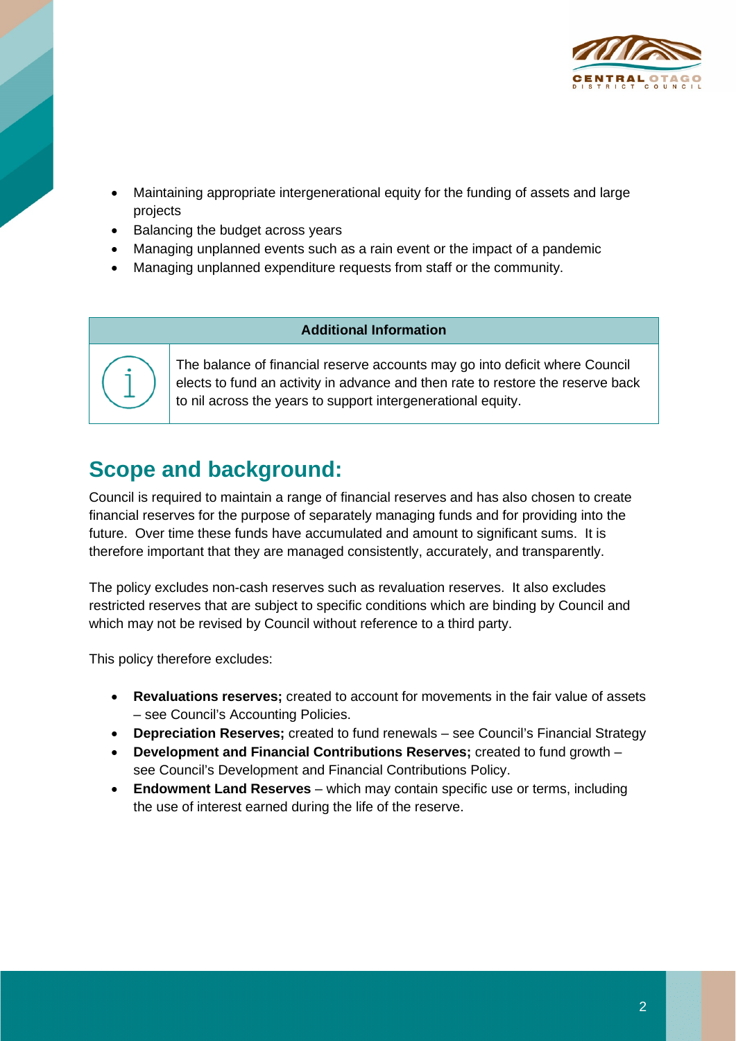- Maintaining appropriate intergenerational equity for the funding of assets and large projects
- Balancing the budget across years
- Managing unplanned events such as a rain event or the impact of a pandemic
- Managing unplanned expenditure requests from staff or the community.

| Additional Information | |
|---|---|
| | The balance of financial reserve accounts may go into deficit where Council elects to fund an activity in advance and then rate to restore the reserve back to nil across the years to support intergenerational equity. |

## Scope and background:

Council is required to maintain a range of financial reserves and has also chosen to create financial reserves for the purpose of separately managing funds and for providing into the future. Over time these funds have accumulated and amount to significant sums. It is therefore important that they are managed consistently, accurately, and transparently.

The policy excludes non-cash reserves such as revaluation reserves. It also excludes restricted reserves that are subject to specific conditions which are binding by Council and which may not be revised by Council without reference to a third party.

This policy therefore excludes:

- **Revaluations reserves;** created to account for movements in the fair value of assets – see Council's Accounting Policies.
- **Depreciation Reserves;** created to fund renewals – see Council's Financial Strategy
- **Development and Financial Contributions Reserves;** created to fund growth – see Council's Development and Financial Contributions Policy.
- **Endowment Land Reserves** – which may contain specific use or terms, including the use of interest earned during the life of the reserve.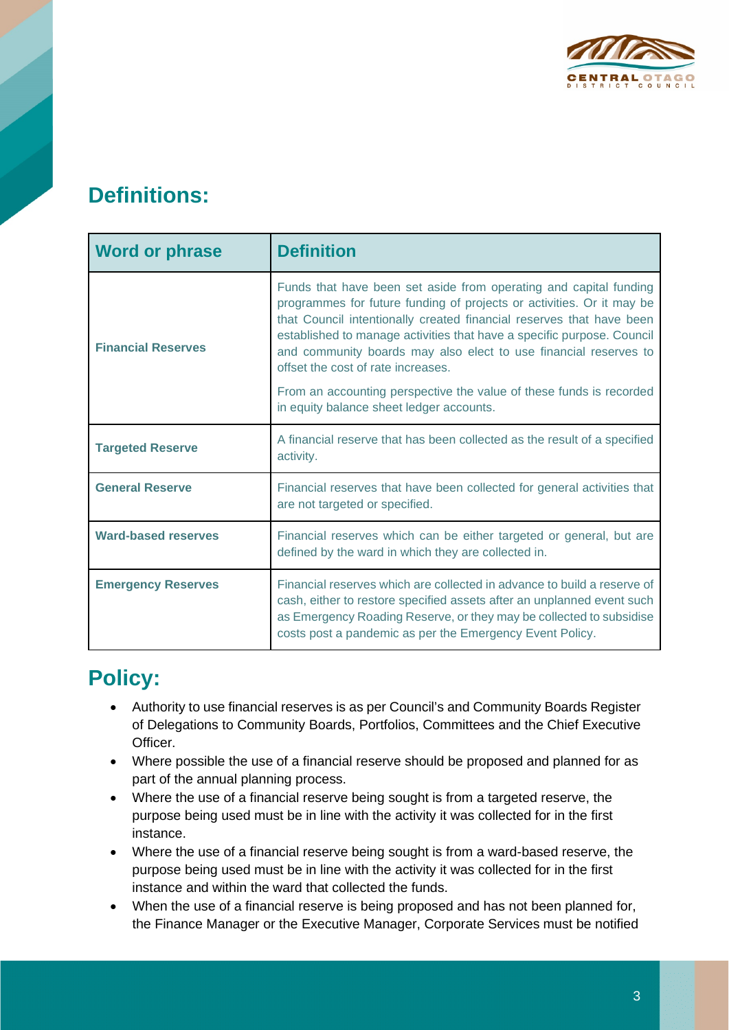## Definitions:

| Word or phrase | Definition |
|---|---|
| **Financial Reserves** | Funds that have been set aside from operating and capital funding programmes for future funding of projects or activities. Or it may be that Council intentionally created financial reserves that have been established to manage activities that have a specific purpose. Council and community boards may also elect to use financial reserves to offset the cost of rate increases.<br><br>From an accounting perspective the value of these funds is recorded in equity balance sheet ledger accounts. |
| **Targeted Reserve** | A financial reserve that has been collected as the result of a specified activity. |
| **General Reserve** | Financial reserves that have been collected for general activities that are not targeted or specified. |
| **Ward-based reserves** | Financial reserves which can be either targeted or general, but are defined by the ward in which they are collected in. |
| **Emergency Reserves** | Financial reserves which are collected in advance to build a reserve of cash, either to restore specified assets after an unplanned event such as Emergency Roading Reserve, or they may be collected to subsidise costs post a pandemic as per the Emergency Event Policy. |

## Policy:

- Authority to use financial reserves is as per Council's and Community Boards Register of Delegations to Community Boards, Portfolios, Committees and the Chief Executive Officer.
- Where possible the use of a financial reserve should be proposed and planned for as part of the annual planning process.
- Where the use of a financial reserve being sought is from a targeted reserve, the purpose being used must be in line with the activity it was collected for in the first instance.
- Where the use of a financial reserve being sought is from a ward-based reserve, the purpose being used must be in line with the activity it was collected for in the first instance and within the ward that collected the funds.
- When the use of a financial reserve is being proposed and has not been planned for, the Finance Manager or the Executive Manager, Corporate Services must be notified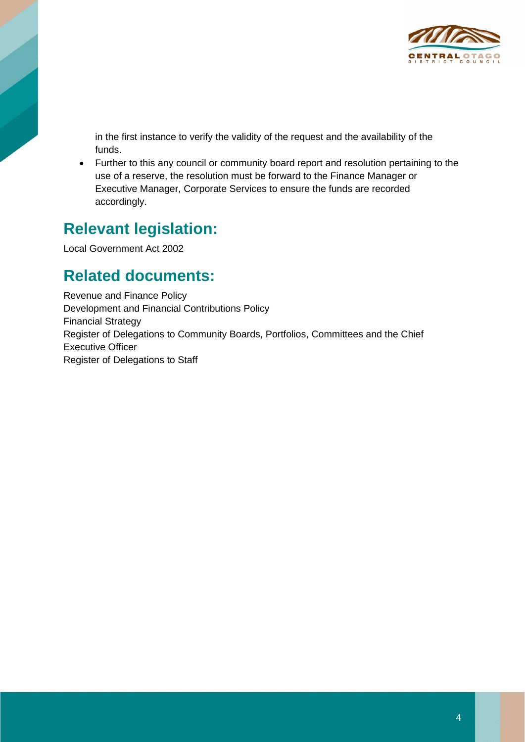in the first instance to verify the validity of the request and the availability of the funds.

- Further to this any council or community board report and resolution pertaining to the use of a reserve, the resolution must be forward to the Finance Manager or Executive Manager, Corporate Services to ensure the funds are recorded accordingly.

## Relevant legislation:

Local Government Act 2002

## Related documents:

Revenue and Finance Policy
Development and Financial Contributions Policy
Financial Strategy
Register of Delegations to Community Boards, Portfolios, Committees and the Chief Executive Officer
Register of Delegations to Staff